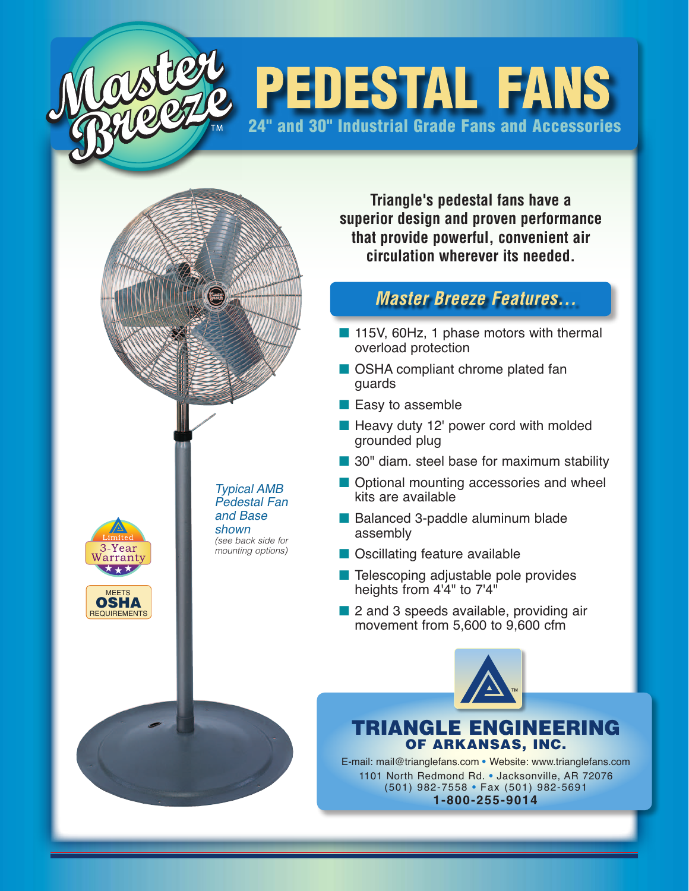# Master Breeze™

# PEDESTAL FANS

## 24" and 30" Industrial Grade Fans and Accessories

**Triangle's pedestal fans have a superior design and proven performance that provide powerful, convenient air circulation wherever its needed.**

*Typical AMB Pedestal Fan and Base shown*
*(see back side for mounting options)*

Limited 3-Year Warranty

MEETS **OSHA** REQUIREMENTS

### *Master Breeze Features...*

- 115V, 60Hz, 1 phase motors with thermal overload protection
- OSHA compliant chrome plated fan guards
- Easy to assemble
- Heavy duty 12' power cord with molded grounded plug
- 30" diam. steel base for maximum stability
- Optional mounting accessories and wheel kits are available
- Balanced 3-paddle aluminum blade assembly
- Oscillating feature available
- Telescoping adjustable pole provides heights from 4'4" to 7'4"
- 2 and 3 speeds available, providing air movement from 5,600 to 9,600 cfm

**TRIANGLE ENGINEERING OF ARKANSAS, INC.**

E-mail: mail@trianglefans.com • Website: www.trianglefans.com
1101 North Redmond Rd. • Jacksonville, AR 72076
(501) 982-7558 • Fax (501) 982-5691
**1-800-255-9014**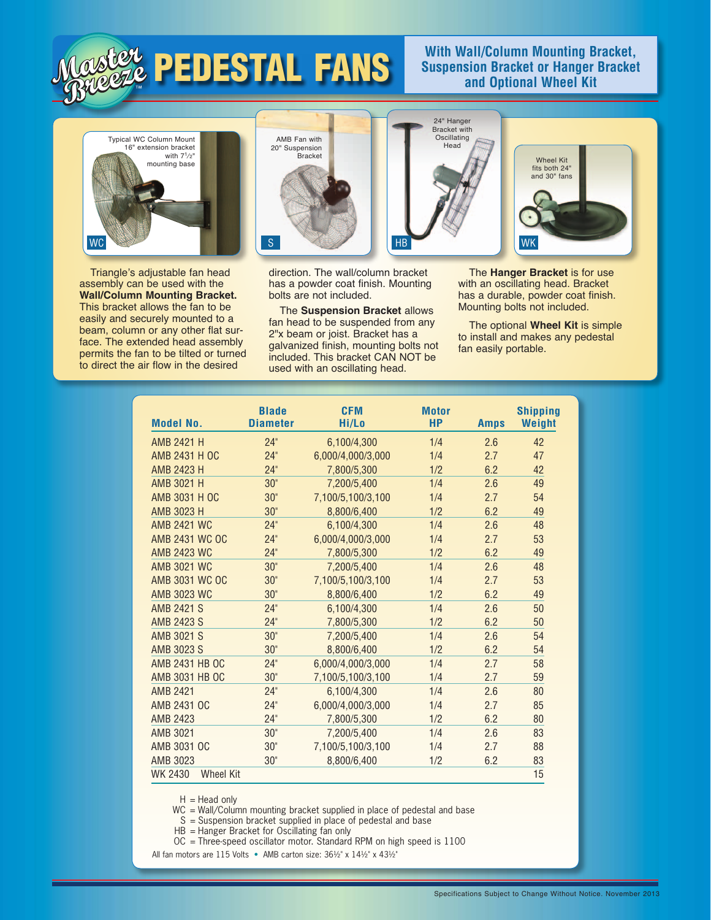# PEDESTAL FANS

## With Wall/Column Mounting Bracket, Suspension Bracket or Hanger Bracket and Optional Wheel Kit

Typical WC Column Mount 16" extension bracket with 7½" mounting base

WC

AMB Fan with 20" Suspension Bracket

S

24" Hanger Bracket with Oscillating Head

HB

Wheel Kit fits both 24" and 30" fans

WK

Triangle's adjustable fan head assembly can be used with the **Wall/Column Mounting Bracket.** This bracket allows the fan to be easily and securely mounted to a beam, column or any other flat surface. The extended head assembly permits the fan to be tilted or turned to direct the air flow in the desired direction. The wall/column bracket has a powder coat finish. Mounting bolts are not included.

The **Suspension Bracket** allows fan head to be suspended from any 2"x beam or joist. Bracket has a galvanized finish, mounting bolts not included. This bracket CAN NOT be used with an oscillating head.

The **Hanger Bracket** is for use with an oscillating head. Bracket has a durable, powder coat finish. Mounting bolts not included.

The optional **Wheel Kit** is simple to install and makes any pedestal fan easily portable.

| Model No. | Blade Diameter | CFM Hi/Lo | Motor HP | Amps | Shipping Weight |
|---|---|---|---|---|---|
| AMB 2421 H | 24" | 6,100/4,300 | 1/4 | 2.6 | 42 |
| AMB 2431 H OC | 24" | 6,000/4,000/3,000 | 1/4 | 2.7 | 47 |
| AMB 2423 H | 24" | 7,800/5,300 | 1/2 | 6.2 | 42 |
| AMB 3021 H | 30" | 7,200/5,400 | 1/4 | 2.6 | 49 |
| AMB 3031 H OC | 30" | 7,100/5,100/3,100 | 1/4 | 2.7 | 54 |
| AMB 3023 H | 30" | 8,800/6,400 | 1/2 | 6.2 | 49 |
| AMB 2421 WC | 24" | 6,100/4,300 | 1/4 | 2.6 | 48 |
| AMB 2431 WC OC | 24" | 6,000/4,000/3,000 | 1/4 | 2.7 | 53 |
| AMB 2423 WC | 24" | 7,800/5,300 | 1/2 | 6.2 | 49 |
| AMB 3021 WC | 30" | 7,200/5,400 | 1/4 | 2.6 | 48 |
| AMB 3031 WC OC | 30" | 7,100/5,100/3,100 | 1/4 | 2.7 | 53 |
| AMB 3023 WC | 30" | 8,800/6,400 | 1/2 | 6.2 | 49 |
| AMB 2421 S | 24" | 6,100/4,300 | 1/4 | 2.6 | 50 |
| AMB 2423 S | 24" | 7,800/5,300 | 1/2 | 6.2 | 50 |
| AMB 3021 S | 30" | 7,200/5,400 | 1/4 | 2.6 | 54 |
| AMB 3023 S | 30" | 8,800/6,400 | 1/2 | 6.2 | 54 |
| AMB 2431 HB OC | 24" | 6,000/4,000/3,000 | 1/4 | 2.7 | 58 |
| AMB 3031 HB OC | 30" | 7,100/5,100/3,100 | 1/4 | 2.7 | 59 |
| AMB 2421 | 24" | 6,100/4,300 | 1/4 | 2.6 | 80 |
| AMB 2431 OC | 24" | 6,000/4,000/3,000 | 1/4 | 2.7 | 85 |
| AMB 2423 | 24" | 7,800/5,300 | 1/2 | 6.2 | 80 |
| AMB 3021 | 30" | 7,200/5,400 | 1/4 | 2.6 | 83 |
| AMB 3031 OC | 30" | 7,100/5,100/3,100 | 1/4 | 2.7 | 88 |
| AMB 3023 | 30" | 8,800/6,400 | 1/2 | 6.2 | 83 |
| WK 2430 Wheel Kit | | | | | 15 |

H = Head only
WC = Wall/Column mounting bracket supplied in place of pedestal and base
S = Suspension bracket supplied in place of pedestal and base
HB = Hanger Bracket for Oscillating fan only
OC = Three-speed oscillator motor. Standard RPM on high speed is 1100

All fan motors are 115 Volts • AMB carton size: 36½" x 14½" x 43½"

Specifications Subject to Change Without Notice. November 2013